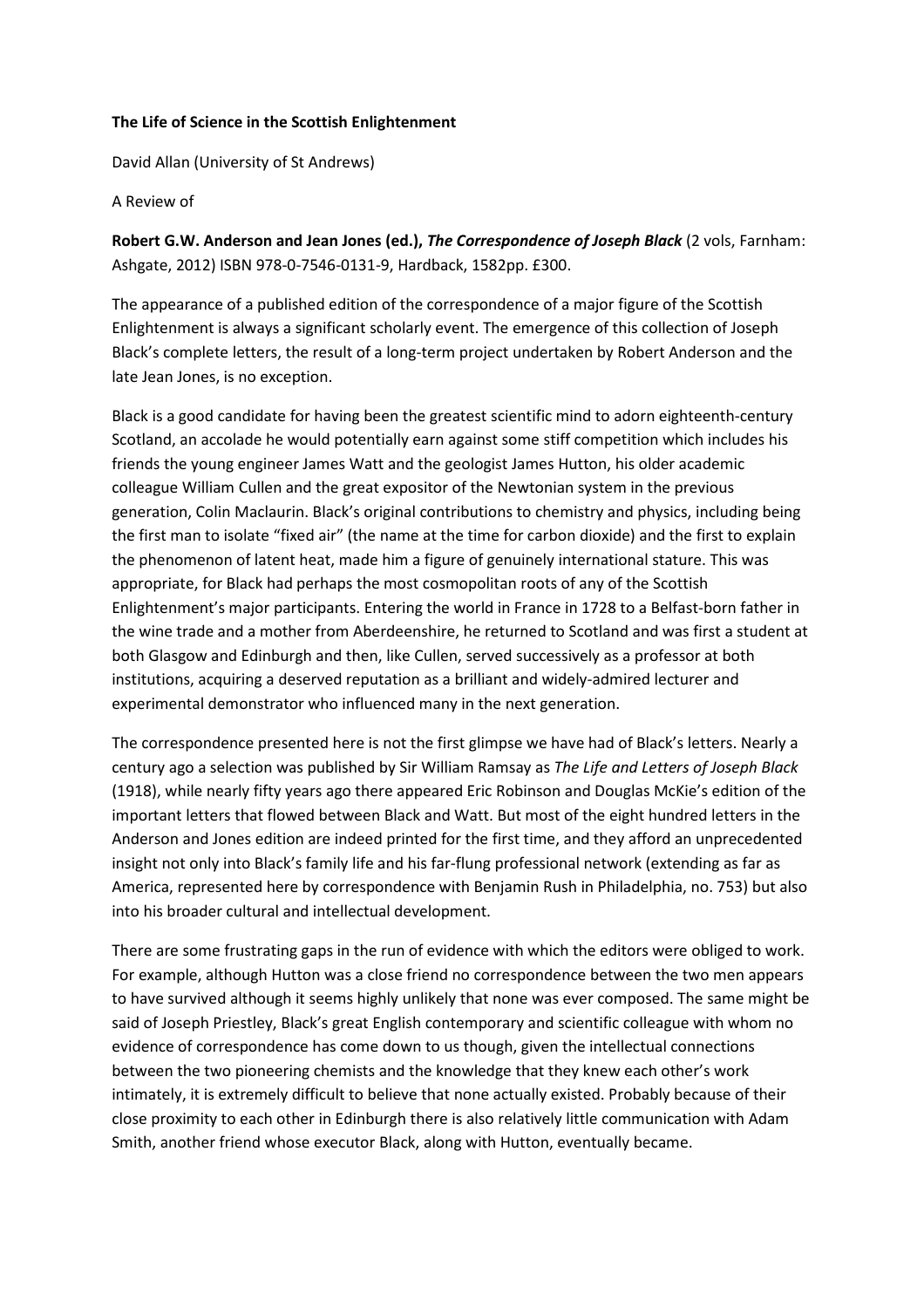**The Life of Science in the Scottish Enlightenment**

David Allan (University of St Andrews)

A Review of

**Robert G.W. Anderson and Jean Jones (ed.), *The Correspondence of Joseph Black*** (2 vols, Farnham: Ashgate, 2012) ISBN 978-0-7546-0131-9, Hardback, 1582pp. £300.

The appearance of a published edition of the correspondence of a major figure of the Scottish Enlightenment is always a significant scholarly event. The emergence of this collection of Joseph Black's complete letters, the result of a long-term project undertaken by Robert Anderson and the late Jean Jones, is no exception.

Black is a good candidate for having been the greatest scientific mind to adorn eighteenth-century Scotland, an accolade he would potentially earn against some stiff competition which includes his friends the young engineer James Watt and the geologist James Hutton, his older academic colleague William Cullen and the great expositor of the Newtonian system in the previous generation, Colin Maclaurin. Black's original contributions to chemistry and physics, including being the first man to isolate "fixed air" (the name at the time for carbon dioxide) and the first to explain the phenomenon of latent heat, made him a figure of genuinely international stature. This was appropriate, for Black had perhaps the most cosmopolitan roots of any of the Scottish Enlightenment's major participants. Entering the world in France in 1728 to a Belfast-born father in the wine trade and a mother from Aberdeenshire, he returned to Scotland and was first a student at both Glasgow and Edinburgh and then, like Cullen, served successively as a professor at both institutions, acquiring a deserved reputation as a brilliant and widely-admired lecturer and experimental demonstrator who influenced many in the next generation.

The correspondence presented here is not the first glimpse we have had of Black's letters. Nearly a century ago a selection was published by Sir William Ramsay as *The Life and Letters of Joseph Black* (1918), while nearly fifty years ago there appeared Eric Robinson and Douglas McKie's edition of the important letters that flowed between Black and Watt. But most of the eight hundred letters in the Anderson and Jones edition are indeed printed for the first time, and they afford an unprecedented insight not only into Black's family life and his far-flung professional network (extending as far as America, represented here by correspondence with Benjamin Rush in Philadelphia, no. 753) but also into his broader cultural and intellectual development.

There are some frustrating gaps in the run of evidence with which the editors were obliged to work. For example, although Hutton was a close friend no correspondence between the two men appears to have survived although it seems highly unlikely that none was ever composed. The same might be said of Joseph Priestley, Black's great English contemporary and scientific colleague with whom no evidence of correspondence has come down to us though, given the intellectual connections between the two pioneering chemists and the knowledge that they knew each other's work intimately, it is extremely difficult to believe that none actually existed. Probably because of their close proximity to each other in Edinburgh there is also relatively little communication with Adam Smith, another friend whose executor Black, along with Hutton, eventually became.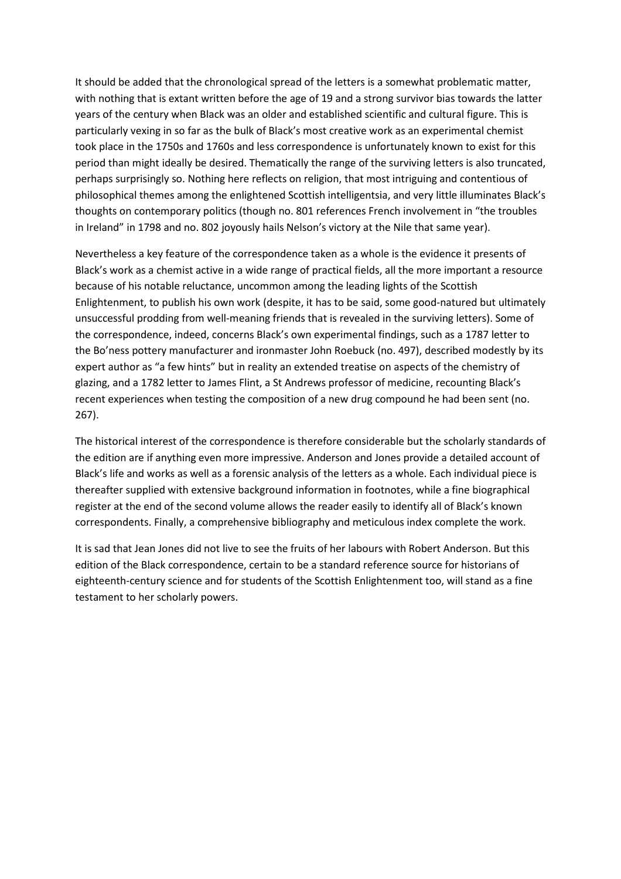It should be added that the chronological spread of the letters is a somewhat problematic matter, with nothing that is extant written before the age of 19 and a strong survivor bias towards the latter years of the century when Black was an older and established scientific and cultural figure. This is particularly vexing in so far as the bulk of Black's most creative work as an experimental chemist took place in the 1750s and 1760s and less correspondence is unfortunately known to exist for this period than might ideally be desired. Thematically the range of the surviving letters is also truncated, perhaps surprisingly so. Nothing here reflects on religion, that most intriguing and contentious of philosophical themes among the enlightened Scottish intelligentsia, and very little illuminates Black's thoughts on contemporary politics (though no. 801 references French involvement in "the troubles in Ireland" in 1798 and no. 802 joyously hails Nelson's victory at the Nile that same year).

Nevertheless a key feature of the correspondence taken as a whole is the evidence it presents of Black's work as a chemist active in a wide range of practical fields, all the more important a resource because of his notable reluctance, uncommon among the leading lights of the Scottish Enlightenment, to publish his own work (despite, it has to be said, some good-natured but ultimately unsuccessful prodding from well-meaning friends that is revealed in the surviving letters). Some of the correspondence, indeed, concerns Black's own experimental findings, such as a 1787 letter to the Bo'ness pottery manufacturer and ironmaster John Roebuck (no. 497), described modestly by its expert author as "a few hints" but in reality an extended treatise on aspects of the chemistry of glazing, and a 1782 letter to James Flint, a St Andrews professor of medicine, recounting Black's recent experiences when testing the composition of a new drug compound he had been sent (no. 267).

The historical interest of the correspondence is therefore considerable but the scholarly standards of the edition are if anything even more impressive. Anderson and Jones provide a detailed account of Black's life and works as well as a forensic analysis of the letters as a whole. Each individual piece is thereafter supplied with extensive background information in footnotes, while a fine biographical register at the end of the second volume allows the reader easily to identify all of Black's known correspondents. Finally, a comprehensive bibliography and meticulous index complete the work.

It is sad that Jean Jones did not live to see the fruits of her labours with Robert Anderson. But this edition of the Black correspondence, certain to be a standard reference source for historians of eighteenth-century science and for students of the Scottish Enlightenment too, will stand as a fine testament to her scholarly powers.